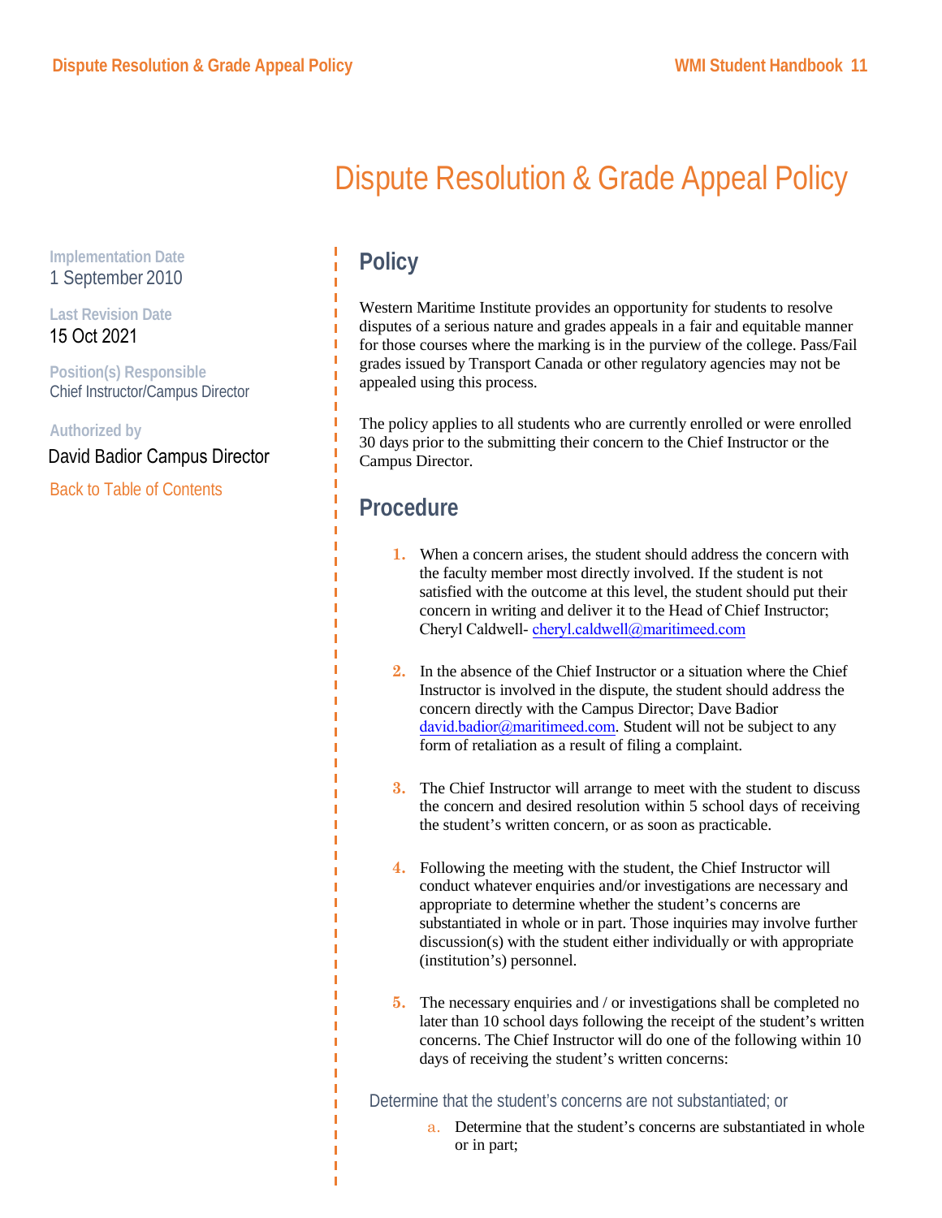# Dispute Resolution & Grade Appeal Policy

**Implementation Date**
1 September 2010

**Last Revision Date**
15 Oct 2021

**Position(s) Responsible**
Chief Instructor/Campus Director

**Authorized by**
David Badior Campus Director

Back to Table of Contents

## Policy

Western Maritime Institute provides an opportunity for students to resolve disputes of a serious nature and grades appeals in a fair and equitable manner for those courses where the marking is in the purview of the college. Pass/Fail grades issued by Transport Canada or other regulatory agencies may not be appealed using this process.

The policy applies to all students who are currently enrolled or were enrolled 30 days prior to the submitting their concern to the Chief Instructor or the Campus Director.

## Procedure

1. When a concern arises, the student should address the concern with the faculty member most directly involved. If the student is not satisfied with the outcome at this level, the student should put their concern in writing and deliver it to the Head of Chief Instructor; Cheryl Caldwell- cheryl.caldwell@maritimeed.com

2. In the absence of the Chief Instructor or a situation where the Chief Instructor is involved in the dispute, the student should address the concern directly with the Campus Director; Dave Badior david.badior@maritimeed.com. Student will not be subject to any form of retaliation as a result of filing a complaint.

3. The Chief Instructor will arrange to meet with the student to discuss the concern and desired resolution within 5 school days of receiving the student's written concern, or as soon as practicable.

4. Following the meeting with the student, the Chief Instructor will conduct whatever enquiries and/or investigations are necessary and appropriate to determine whether the student's concerns are substantiated in whole or in part. Those inquiries may involve further discussion(s) with the student either individually or with appropriate (institution's) personnel.

5. The necessary enquiries and / or investigations shall be completed no later than 10 school days following the receipt of the student's written concerns. The Chief Instructor will do one of the following within 10 days of receiving the student's written concerns:

Determine that the student's concerns are not substantiated; or

a. Determine that the student's concerns are substantiated in whole or in part;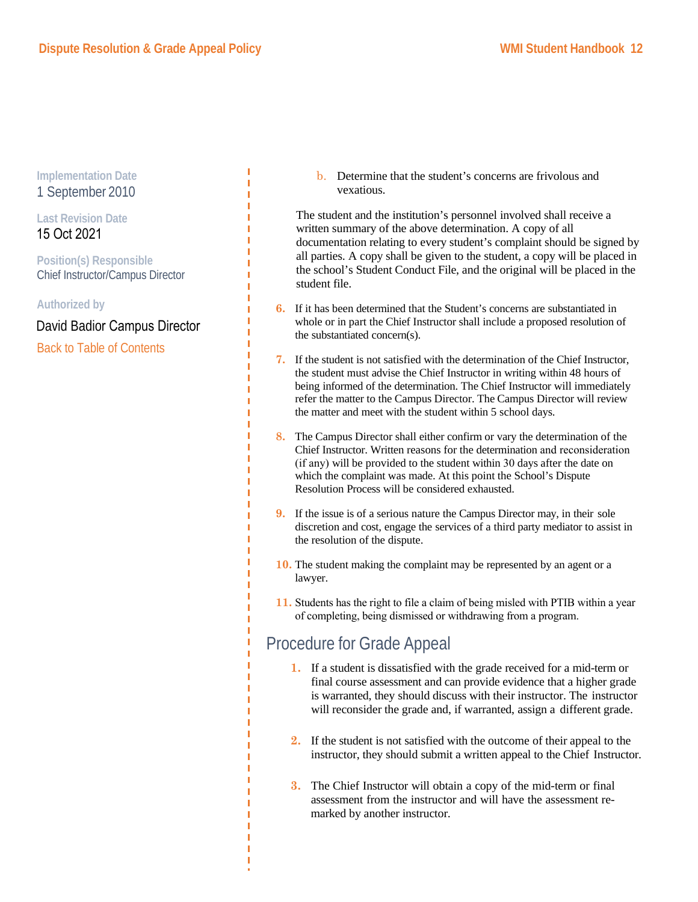Implementation Date
1 September 2010

Last Revision Date
15 Oct 2021

Position(s) Responsible
Chief Instructor/Campus Director

Authorized by

David Badior Campus Director

Back to Table of Contents

b. Determine that the student's concerns are frivolous and vexatious.

The student and the institution's personnel involved shall receive a written summary of the above determination. A copy of all documentation relating to every student's complaint should be signed by all parties. A copy shall be given to the student, a copy will be placed in the school's Student Conduct File, and the original will be placed in the student file.

6. If it has been determined that the Student's concerns are substantiated in whole or in part the Chief Instructor shall include a proposed resolution of the substantiated concern(s).

7. If the student is not satisfied with the determination of the Chief Instructor, the student must advise the Chief Instructor in writing within 48 hours of being informed of the determination. The Chief Instructor will immediately refer the matter to the Campus Director. The Campus Director will review the matter and meet with the student within 5 school days.

8. The Campus Director shall either confirm or vary the determination of the Chief Instructor. Written reasons for the determination and reconsideration (if any) will be provided to the student within 30 days after the date on which the complaint was made. At this point the School's Dispute Resolution Process will be considered exhausted.

9. If the issue is of a serious nature the Campus Director may, in their sole discretion and cost, engage the services of a third party mediator to assist in the resolution of the dispute.

10. The student making the complaint may be represented by an agent or a lawyer.

11. Students has the right to file a claim of being misled with PTIB within a year of completing, being dismissed or withdrawing from a program.

## Procedure for Grade Appeal

1. If a student is dissatisfied with the grade received for a mid-term or final course assessment and can provide evidence that a higher grade is warranted, they should discuss with their instructor. The instructor will reconsider the grade and, if warranted, assign a different grade.

2. If the student is not satisfied with the outcome of their appeal to the instructor, they should submit a written appeal to the Chief Instructor.

3. The Chief Instructor will obtain a copy of the mid-term or final assessment from the instructor and will have the assessment re-marked by another instructor.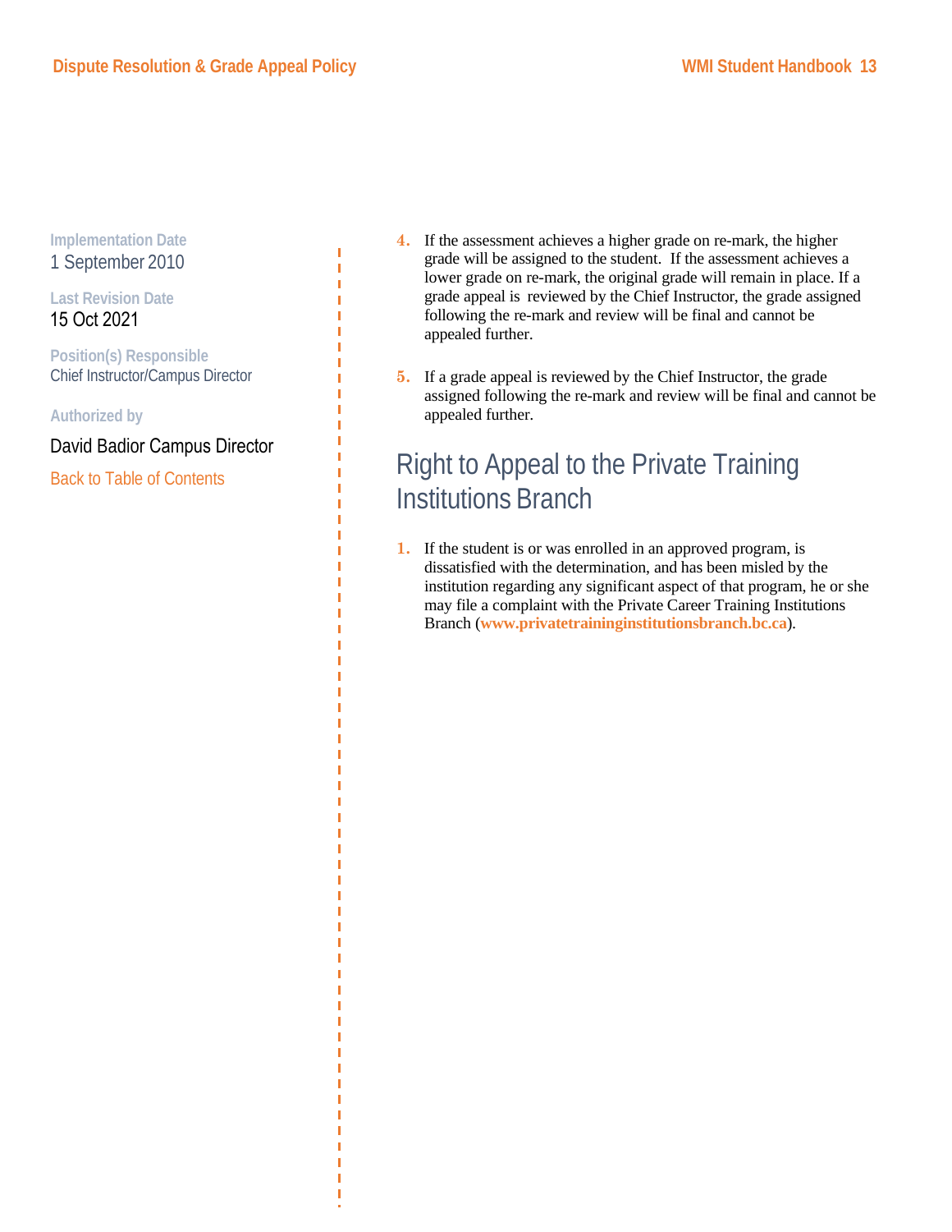Implementation Date
1 September 2010

Last Revision Date
15 Oct 2021

Position(s) Responsible
Chief Instructor/Campus Director

Authorized by

David Badior Campus Director

Back to Table of Contents

4. If the assessment achieves a higher grade on re-mark, the higher grade will be assigned to the student. If the assessment achieves a lower grade on re-mark, the original grade will remain in place. If a grade appeal is reviewed by the Chief Instructor, the grade assigned following the re-mark and review will be final and cannot be appealed further.

5. If a grade appeal is reviewed by the Chief Instructor, the grade assigned following the re-mark and review will be final and cannot be appealed further.

## Right to Appeal to the Private Training Institutions Branch

1. If the student is or was enrolled in an approved program, is dissatisfied with the determination, and has been misled by the institution regarding any significant aspect of that program, he or she may file a complaint with the Private Career Training Institutions Branch (**www.privatetraininginstitutionsbranch.bc.ca**).